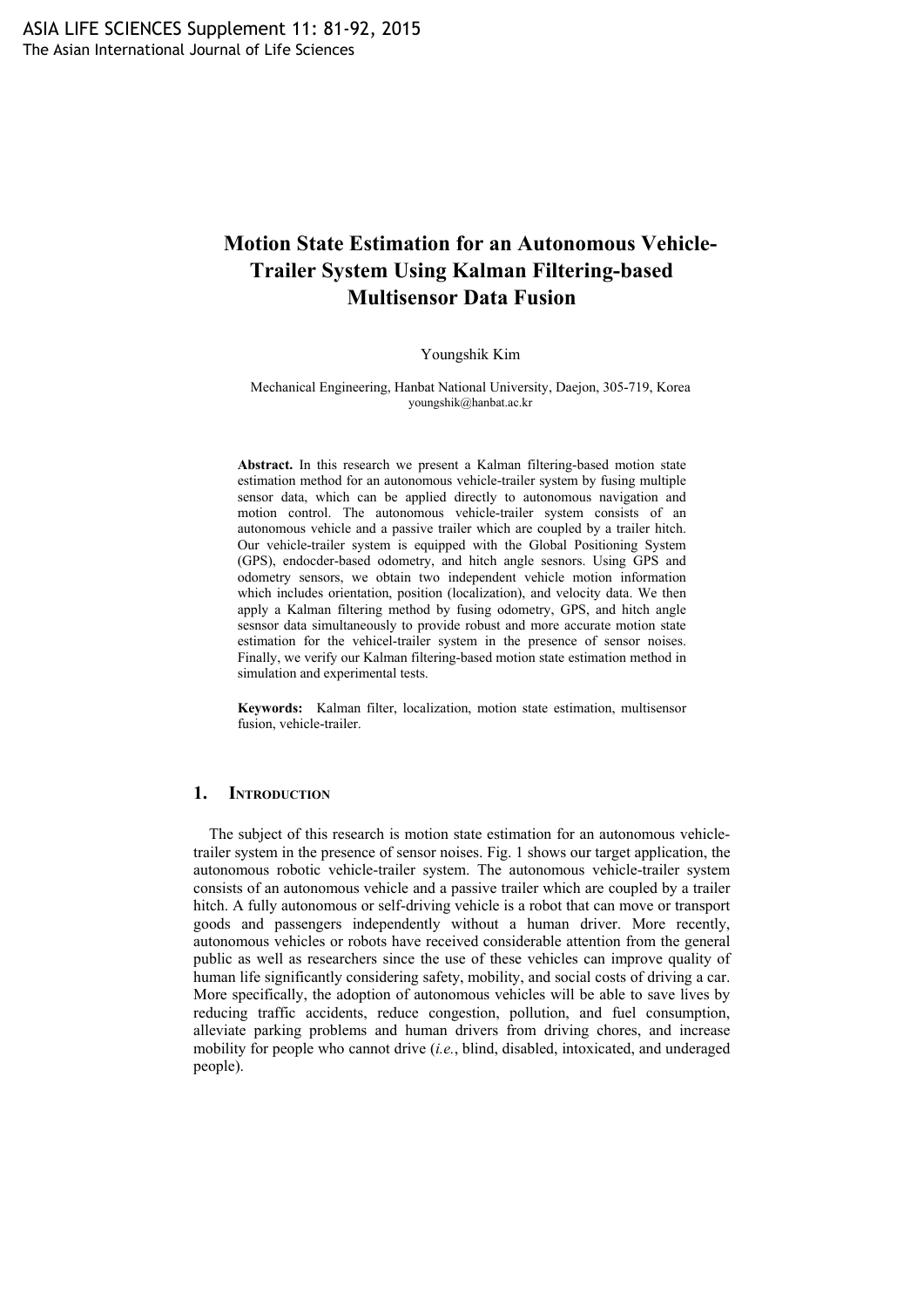# Motion State Estimation for an Autonomous Vehicle-Trailer System Using Kalman Filtering-based Multisensor Data Fusion

Youngshik Kim

Mechanical Engineering, Hanbat National University, Daejon, 305-719, Korea
youngshik@hanbat.ac.kr

**Abstract.** In this research we present a Kalman filtering-based motion state estimation method for an autonomous vehicle-trailer system by fusing multiple sensor data, which can be applied directly to autonomous navigation and motion control. The autonomous vehicle-trailer system consists of an autonomous vehicle and a passive trailer which are coupled by a trailer hitch. Our vehicle-trailer system is equipped with the Global Positioning System (GPS), endocder-based odometry, and hitch angle sesnors. Using GPS and odometry sensors, we obtain two independent vehicle motion information which includes orientation, position (localization), and velocity data. We then apply a Kalman filtering method by fusing odometry, GPS, and hitch angle sesnsor data simultaneously to provide robust and more accurate motion state estimation for the vehicel-trailer system in the presence of sensor noises. Finally, we verify our Kalman filtering-based motion state estimation method in simulation and experimental tests.

**Keywords:** Kalman filter, localization, motion state estimation, multisensor fusion, vehicle-trailer.

## 1. Introduction

The subject of this research is motion state estimation for an autonomous vehicle-trailer system in the presence of sensor noises. Fig. 1 shows our target application, the autonomous robotic vehicle-trailer system. The autonomous vehicle-trailer system consists of an autonomous vehicle and a passive trailer which are coupled by a trailer hitch. A fully autonomous or self-driving vehicle is a robot that can move or transport goods and passengers independently without a human driver. More recently, autonomous vehicles or robots have received considerable attention from the general public as well as researchers since the use of these vehicles can improve quality of human life significantly considering safety, mobility, and social costs of driving a car. More specifically, the adoption of autonomous vehicles will be able to save lives by reducing traffic accidents, reduce congestion, pollution, and fuel consumption, alleviate parking problems and human drivers from driving chores, and increase mobility for people who cannot drive (*i.e.*, blind, disabled, intoxicated, and underaged people).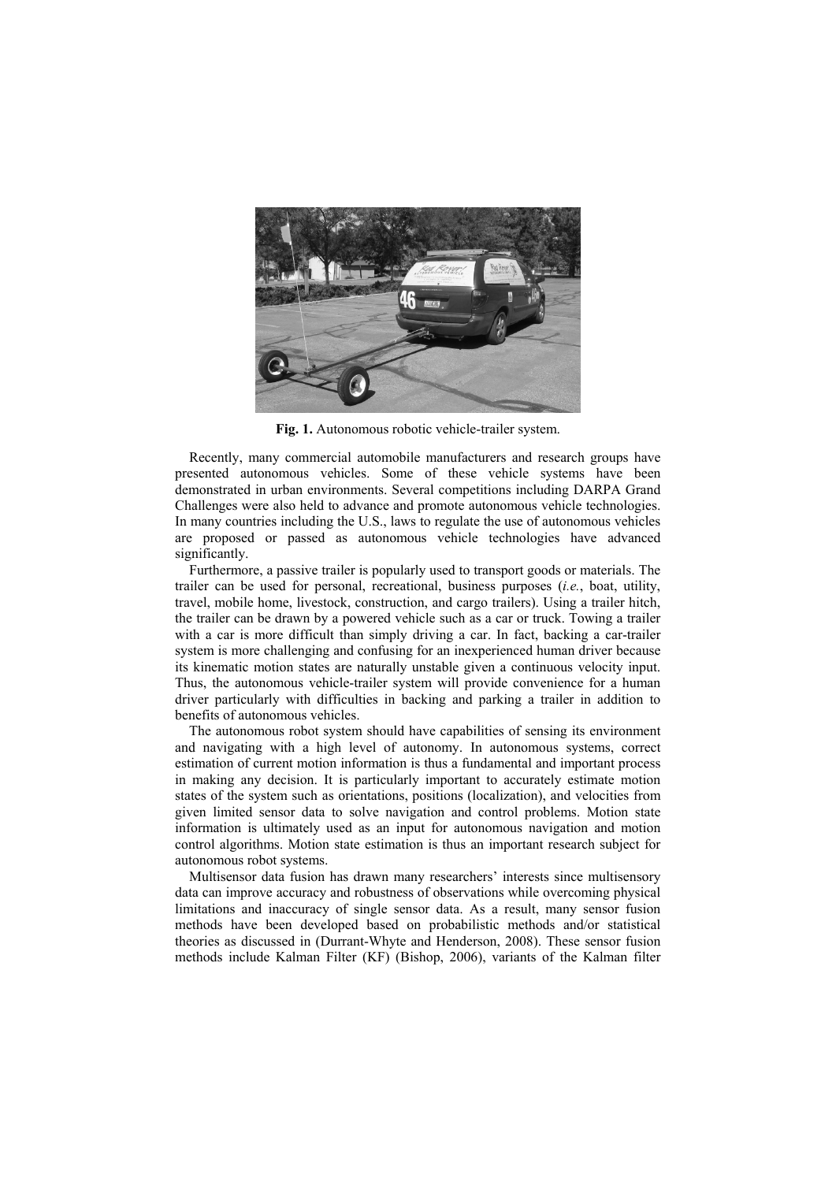**Fig. 1.** Autonomous robotic vehicle-trailer system.

Recently, many commercial automobile manufacturers and research groups have presented autonomous vehicles. Some of these vehicle systems have been demonstrated in urban environments. Several competitions including DARPA Grand Challenges were also held to advance and promote autonomous vehicle technologies. In many countries including the U.S., laws to regulate the use of autonomous vehicles are proposed or passed as autonomous vehicle technologies have advanced significantly.

Furthermore, a passive trailer is popularly used to transport goods or materials. The trailer can be used for personal, recreational, business purposes (*i.e.*, boat, utility, travel, mobile home, livestock, construction, and cargo trailers). Using a trailer hitch, the trailer can be drawn by a powered vehicle such as a car or truck. Towing a trailer with a car is more difficult than simply driving a car. In fact, backing a car-trailer system is more challenging and confusing for an inexperienced human driver because its kinematic motion states are naturally unstable given a continuous velocity input. Thus, the autonomous vehicle-trailer system will provide convenience for a human driver particularly with difficulties in backing and parking a trailer in addition to benefits of autonomous vehicles.

The autonomous robot system should have capabilities of sensing its environment and navigating with a high level of autonomy. In autonomous systems, correct estimation of current motion information is thus a fundamental and important process in making any decision. It is particularly important to accurately estimate motion states of the system such as orientations, positions (localization), and velocities from given limited sensor data to solve navigation and control problems. Motion state information is ultimately used as an input for autonomous navigation and motion control algorithms. Motion state estimation is thus an important research subject for autonomous robot systems.

Multisensor data fusion has drawn many researchers' interests since multisensory data can improve accuracy and robustness of observations while overcoming physical limitations and inaccuracy of single sensor data. As a result, many sensor fusion methods have been developed based on probabilistic methods and/or statistical theories as discussed in (Durrant-Whyte and Henderson, 2008). These sensor fusion methods include Kalman Filter (KF) (Bishop, 2006), variants of the Kalman filter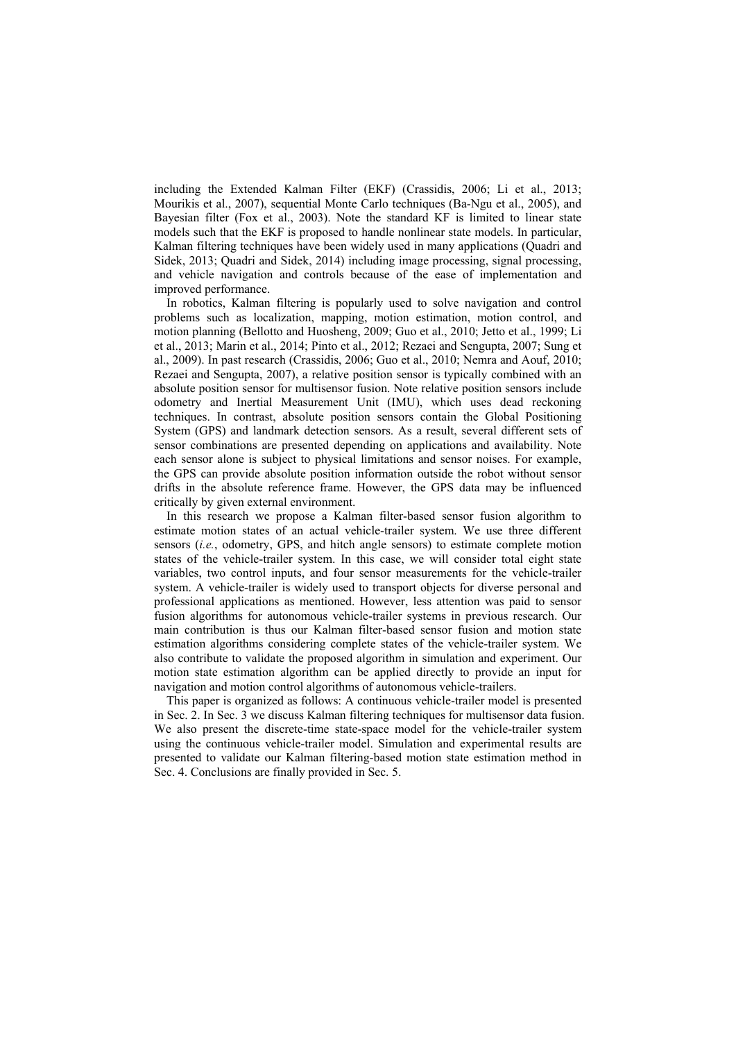including the Extended Kalman Filter (EKF) (Crassidis, 2006; Li et al., 2013; Mourikis et al., 2007), sequential Monte Carlo techniques (Ba-Ngu et al., 2005), and Bayesian filter (Fox et al., 2003). Note the standard KF is limited to linear state models such that the EKF is proposed to handle nonlinear state models. In particular, Kalman filtering techniques have been widely used in many applications (Quadri and Sidek, 2013; Quadri and Sidek, 2014) including image processing, signal processing, and vehicle navigation and controls because of the ease of implementation and improved performance.

In robotics, Kalman filtering is popularly used to solve navigation and control problems such as localization, mapping, motion estimation, motion control, and motion planning (Bellotto and Huosheng, 2009; Guo et al., 2010; Jetto et al., 1999; Li et al., 2013; Marin et al., 2014; Pinto et al., 2012; Rezaei and Sengupta, 2007; Sung et al., 2009). In past research (Crassidis, 2006; Guo et al., 2010; Nemra and Aouf, 2010; Rezaei and Sengupta, 2007), a relative position sensor is typically combined with an absolute position sensor for multisensor fusion. Note relative position sensors include odometry and Inertial Measurement Unit (IMU), which uses dead reckoning techniques. In contrast, absolute position sensors contain the Global Positioning System (GPS) and landmark detection sensors. As a result, several different sets of sensor combinations are presented depending on applications and availability. Note each sensor alone is subject to physical limitations and sensor noises. For example, the GPS can provide absolute position information outside the robot without sensor drifts in the absolute reference frame. However, the GPS data may be influenced critically by given external environment.

In this research we propose a Kalman filter-based sensor fusion algorithm to estimate motion states of an actual vehicle-trailer system. We use three different sensors (*i.e.*, odometry, GPS, and hitch angle sensors) to estimate complete motion states of the vehicle-trailer system. In this case, we will consider total eight state variables, two control inputs, and four sensor measurements for the vehicle-trailer system. A vehicle-trailer is widely used to transport objects for diverse personal and professional applications as mentioned. However, less attention was paid to sensor fusion algorithms for autonomous vehicle-trailer systems in previous research. Our main contribution is thus our Kalman filter-based sensor fusion and motion state estimation algorithms considering complete states of the vehicle-trailer system. We also contribute to validate the proposed algorithm in simulation and experiment. Our motion state estimation algorithm can be applied directly to provide an input for navigation and motion control algorithms of autonomous vehicle-trailers.

This paper is organized as follows: A continuous vehicle-trailer model is presented in Sec. 2. In Sec. 3 we discuss Kalman filtering techniques for multisensor data fusion. We also present the discrete-time state-space model for the vehicle-trailer system using the continuous vehicle-trailer model. Simulation and experimental results are presented to validate our Kalman filtering-based motion state estimation method in Sec. 4. Conclusions are finally provided in Sec. 5.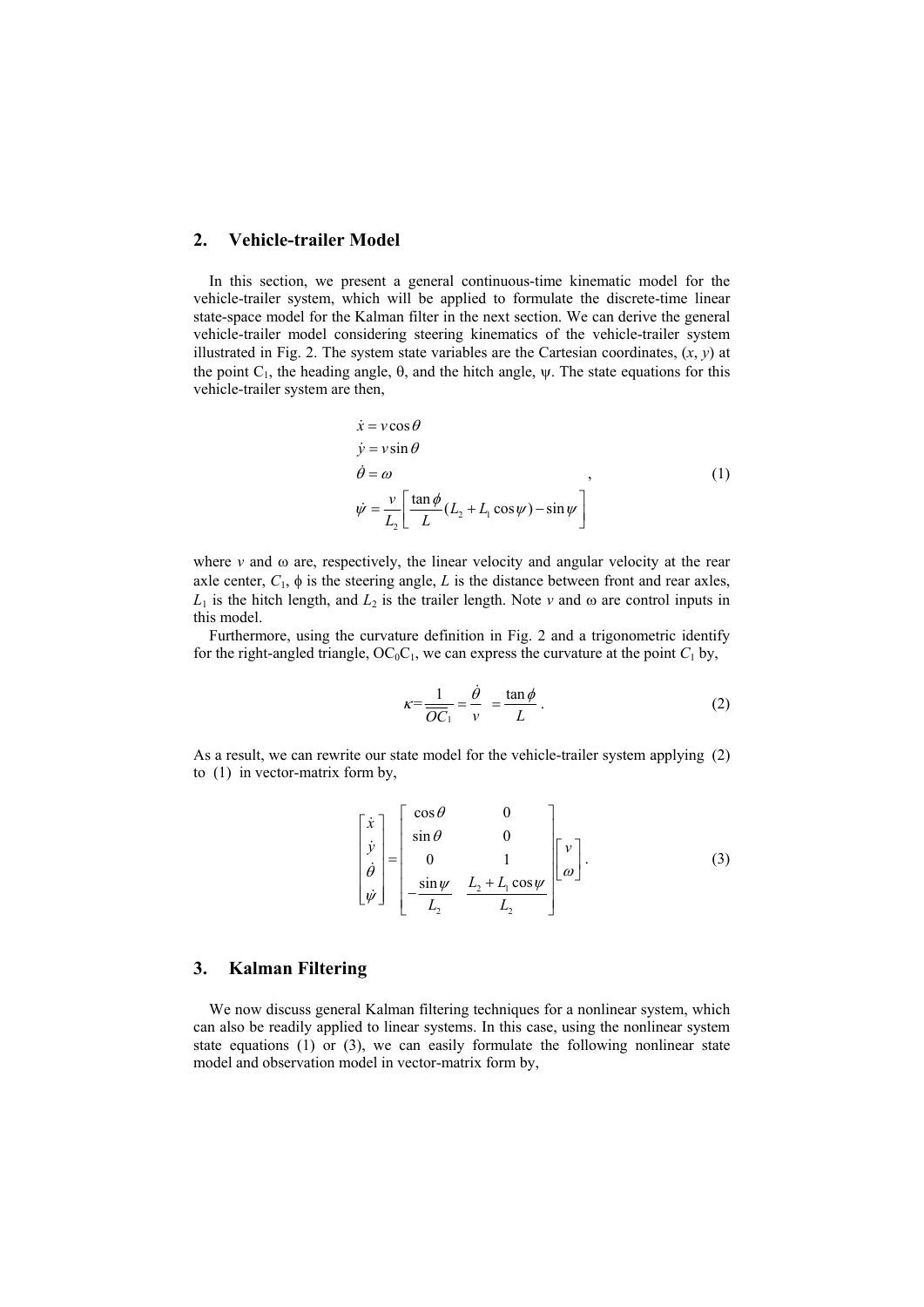## 2. Vehicle-trailer Model

In this section, we present a general continuous-time kinematic model for the vehicle-trailer system, which will be applied to formulate the discrete-time linear state-space model for the Kalman filter in the next section. We can derive the general vehicle-trailer model considering steering kinematics of the vehicle-trailer system illustrated in Fig. 2. The system state variables are the Cartesian coordinates, ($x$, $y$) at the point $C_1$, the heading angle, $\theta$, and the hitch angle, $\psi$. The state equations for this vehicle-trailer system are then,

$$
\begin{aligned}
\dot{x} &= v\cos\theta \\
\dot{y} &= v\sin\theta \\
\dot{\theta} &= \omega \\
\dot{\psi} &= \frac{v}{L_2}\left[\frac{\tan\phi}{L}(L_2 + L_1\cos\psi) - \sin\psi\right]
\end{aligned}
\quad , \tag{1}
$$

where $v$ and $\omega$ are, respectively, the linear velocity and angular velocity at the rear axle center, $C_1$, $\phi$ is the steering angle, $L$ is the distance between front and rear axles, $L_1$ is the hitch length, and $L_2$ is the trailer length. Note $v$ and $\omega$ are control inputs in this model.

Furthermore, using the curvature definition in Fig. 2 and a trigonometric identify for the right-angled triangle, $OC_0C_1$, we can express the curvature at the point $C_1$ by,

$$
\kappa = \frac{1}{\overline{OC_1}} = \frac{\dot{\theta}}{v} = \frac{\tan\phi}{L} . \tag{2}
$$

As a result, we can rewrite our state model for the vehicle-trailer system applying (2) to (1) in vector-matrix form by,

$$
\begin{bmatrix} \dot{x} \\ \dot{y} \\ \dot{\theta} \\ \dot{\psi} \end{bmatrix} = \begin{bmatrix} \cos\theta & 0 \\ \sin\theta & 0 \\ 0 & 1 \\ -\dfrac{\sin\psi}{L_2} & \dfrac{L_2 + L_1\cos\psi}{L_2} \end{bmatrix} \begin{bmatrix} v \\ \omega \end{bmatrix} . \tag{3}
$$

## 3. Kalman Filtering

We now discuss general Kalman filtering techniques for a nonlinear system, which can also be readily applied to linear systems. In this case, using the nonlinear system state equations (1) or (3), we can easily formulate the following nonlinear state model and observation model in vector-matrix form by,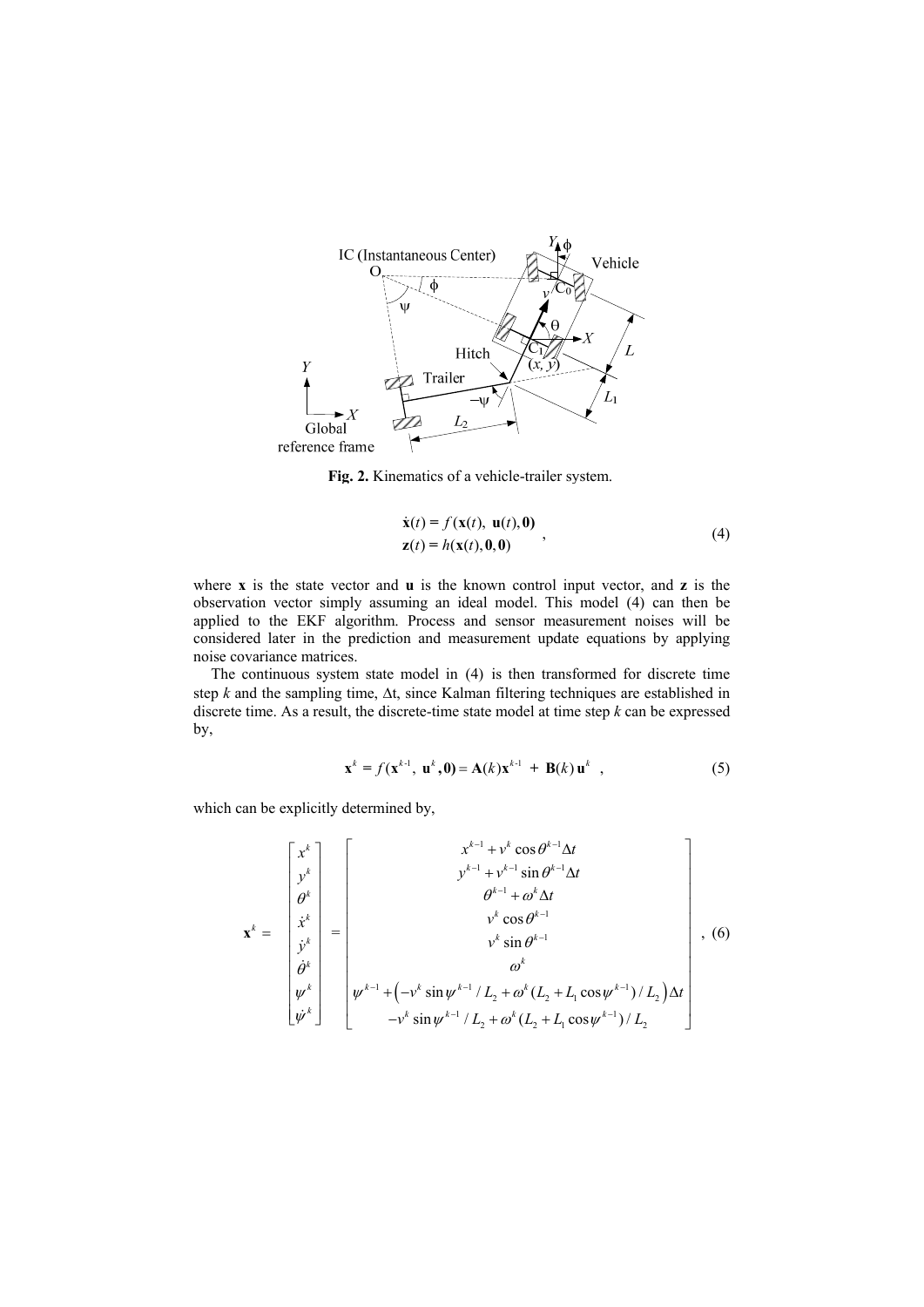**Fig. 2.** Kinematics of a vehicle-trailer system.

$$
\begin{aligned}
\dot{\mathbf{x}}(t) &= f(\mathbf{x}(t),\ \mathbf{u}(t), \mathbf{0}) \\
\mathbf{z}(t) &= h(\mathbf{x}(t), \mathbf{0}, \mathbf{0})
\end{aligned}
\quad , \tag{4}
$$

where $\mathbf{x}$ is the state vector and $\mathbf{u}$ is the known control input vector, and $\mathbf{z}$ is the observation vector simply assuming an ideal model. This model (4) can then be applied to the EKF algorithm. Process and sensor measurement noises will be considered later in the prediction and measurement update equations by applying noise covariance matrices.

The continuous system state model in (4) is then transformed for discrete time step $k$ and the sampling time, $\Delta$t, since Kalman filtering techniques are established in discrete time. As a result, the discrete-time state model at time step $k$ can be expressed by,

$$
\mathbf{x}^k = f(\mathbf{x}^{k\text{-}1},\ \mathbf{u}^k, \mathbf{0}) = \mathbf{A}(k)\mathbf{x}^{k\text{-}1} + \mathbf{B}(k)\,\mathbf{u}^k \quad , \tag{5}
$$

which can be explicitly determined by,

$$
\mathbf{x}^k = \begin{bmatrix} x^k \\ y^k \\ \theta^k \\ \dot{x}^k \\ \dot{y}^k \\ \dot{\theta}^k \\ \psi^k \\ \dot{\psi}^k \end{bmatrix} = \begin{bmatrix} x^{k-1} + v^k \cos\theta^{k-1}\Delta t \\ y^{k-1} + v^{k-1}\sin\theta^{k-1}\Delta t \\ \theta^{k-1} + \omega^k \Delta t \\ v^k \cos\theta^{k-1} \\ v^k \sin\theta^{k-1} \\ \omega^k \\ \psi^{k-1} + \left(-v^k \sin\psi^{k-1}/L_2 + \omega^k (L_2 + L_1\cos\psi^{k-1})/L_2\right)\Delta t \\ -v^k \sin\psi^{k-1}/L_2 + \omega^k (L_2 + L_1\cos\psi^{k-1})/L_2 \end{bmatrix}, \tag{6}
$$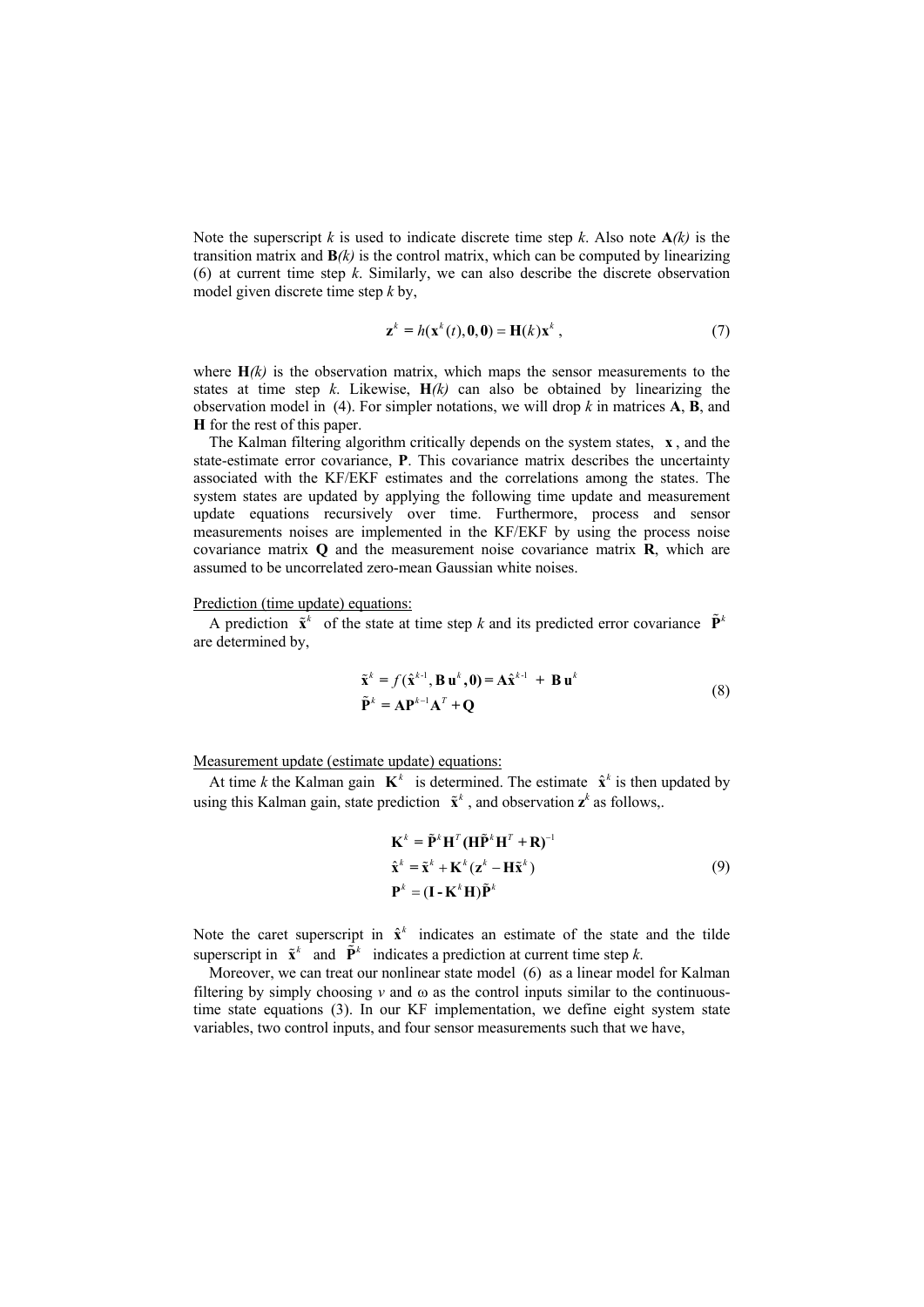Note the superscript $k$ is used to indicate discrete time step $k$. Also note $\mathbf{A}(k)$ is the transition matrix and $\mathbf{B}(k)$ is the control matrix, which can be computed by linearizing (6) at current time step $k$. Similarly, we can also describe the discrete observation model given discrete time step $k$ by,

$$\mathbf{z}^k = h(\mathbf{x}^k(t), \mathbf{0}, \mathbf{0}) = \mathbf{H}(k)\mathbf{x}^k \, , \tag{7}$$

where $\mathbf{H}(k)$ is the observation matrix, which maps the sensor measurements to the states at time step $k$. Likewise, $\mathbf{H}(k)$ can also be obtained by linearizing the observation model in (4). For simpler notations, we will drop $k$ in matrices **A**, **B**, and **H** for the rest of this paper.

The Kalman filtering algorithm critically depends on the system states, $\mathbf{x}$, and the state-estimate error covariance, **P**. This covariance matrix describes the uncertainty associated with the KF/EKF estimates and the correlations among the states. The system states are updated by applying the following time update and measurement update equations recursively over time. Furthermore, process and sensor measurements noises are implemented in the KF/EKF by using the process noise covariance matrix **Q** and the measurement noise covariance matrix **R**, which are assumed to be uncorrelated zero-mean Gaussian white noises.

Prediction (time update) equations:

A prediction $\tilde{\mathbf{x}}^k$ of the state at time step $k$ and its predicted error covariance $\tilde{\mathbf{P}}^k$ are determined by,

$$\begin{aligned} \tilde{\mathbf{x}}^k &= f(\hat{\mathbf{x}}^{k-1}, \mathbf{B}\,\mathbf{u}^k, \mathbf{0}) = \mathbf{A}\hat{\mathbf{x}}^{k-1} + \mathbf{B}\,\mathbf{u}^k \\ \tilde{\mathbf{P}}^k &= \mathbf{A}\mathbf{P}^{k-1}\mathbf{A}^T + \mathbf{Q} \end{aligned} \tag{8}$$

Measurement update (estimate update) equations:

At time $k$ the Kalman gain $\mathbf{K}^k$ is determined. The estimate $\hat{\mathbf{x}}^k$ is then updated by using this Kalman gain, state prediction $\tilde{\mathbf{x}}^k$, and observation $\mathbf{z}^k$ as follows,.

$$\begin{aligned} \mathbf{K}^k &= \tilde{\mathbf{P}}^k\mathbf{H}^T(\mathbf{H}\tilde{\mathbf{P}}^k\mathbf{H}^T + \mathbf{R})^{-1} \\ \hat{\mathbf{x}}^k &= \tilde{\mathbf{x}}^k + \mathbf{K}^k(\mathbf{z}^k - \mathbf{H}\tilde{\mathbf{x}}^k) \\ \mathbf{P}^k &= (\mathbf{I} - \mathbf{K}^k\mathbf{H})\tilde{\mathbf{P}}^k \end{aligned} \tag{9}$$

Note the caret superscript in $\hat{\mathbf{x}}^k$ indicates an estimate of the state and the tilde superscript in $\tilde{\mathbf{x}}^k$ and $\tilde{\mathbf{P}}^k$ indicates a prediction at current time step $k$.

Moreover, we can treat our nonlinear state model (6) as a linear model for Kalman filtering by simply choosing $v$ and $\omega$ as the control inputs similar to the continuous-time state equations (3). In our KF implementation, we define eight system state variables, two control inputs, and four sensor measurements such that we have,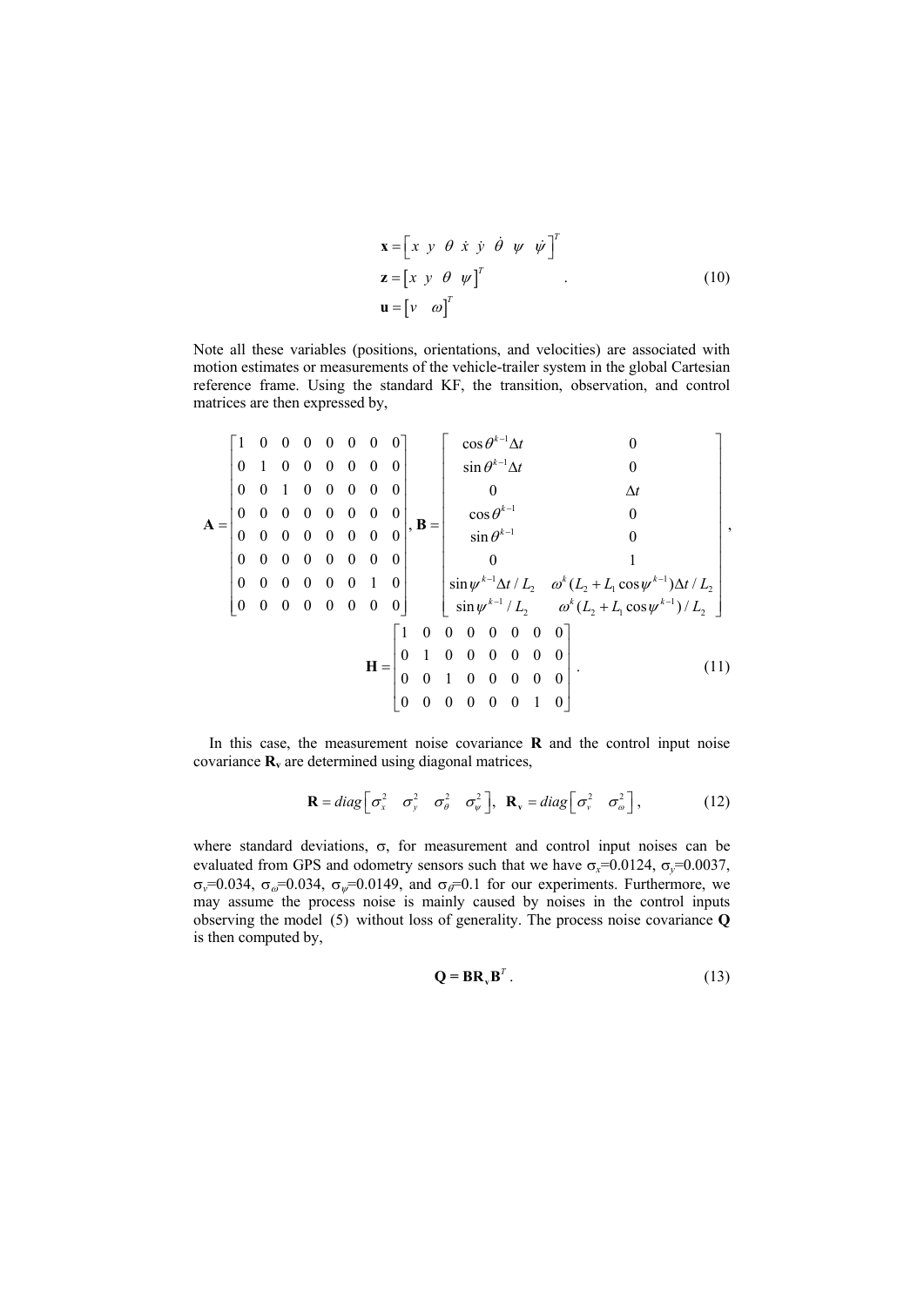$$
\begin{aligned}
\mathbf{x} &= \begin{bmatrix} x & y & \theta & \dot{x} & \dot{y} & \dot{\theta} & \psi & \dot{\psi} \end{bmatrix}^T \\
\mathbf{z} &= \begin{bmatrix} x & y & \theta & \psi \end{bmatrix}^T \\
\mathbf{u} &= \begin{bmatrix} v & \omega \end{bmatrix}^T
\end{aligned}
\quad . \tag{10}
$$

Note all these variables (positions, orientations, and velocities) are associated with motion estimates or measurements of the vehicle-trailer system in the global Cartesian reference frame. Using the standard KF, the transition, observation, and control matrices are then expressed by,

$$
\mathbf{A} = \begin{bmatrix}
1 & 0 & 0 & 0 & 0 & 0 & 0 & 0 \\
0 & 1 & 0 & 0 & 0 & 0 & 0 & 0 \\
0 & 0 & 1 & 0 & 0 & 0 & 0 & 0 \\
0 & 0 & 0 & 0 & 0 & 0 & 0 & 0 \\
0 & 0 & 0 & 0 & 0 & 0 & 0 & 0 \\
0 & 0 & 0 & 0 & 0 & 0 & 0 & 0 \\
0 & 0 & 0 & 0 & 0 & 0 & 1 & 0 \\
0 & 0 & 0 & 0 & 0 & 0 & 0 & 0
\end{bmatrix}, \;
\mathbf{B} = \begin{bmatrix}
\cos\theta^{k-1}\Delta t & 0 \\
\sin\theta^{k-1}\Delta t & 0 \\
0 & \Delta t \\
\cos\theta^{k-1} & 0 \\
\sin\theta^{k-1} & 0 \\
0 & 1 \\
\sin\psi^{k-1}\Delta t / L_2 & \omega^k (L_2 + L_1 \cos\psi^{k-1})\Delta t / L_2 \\
\sin\psi^{k-1} / L_2 & \omega^k (L_2 + L_1 \cos\psi^{k-1}) / L_2
\end{bmatrix},
$$

$$
\mathbf{H} = \begin{bmatrix}
1 & 0 & 0 & 0 & 0 & 0 & 0 & 0 \\
0 & 1 & 0 & 0 & 0 & 0 & 0 & 0 \\
0 & 0 & 1 & 0 & 0 & 0 & 0 & 0 \\
0 & 0 & 0 & 0 & 0 & 0 & 1 & 0
\end{bmatrix}. \tag{11}
$$

In this case, the measurement noise covariance $\mathbf{R}$ and the control input noise covariance $\mathbf{R}_v$ are determined using diagonal matrices,

$$
\mathbf{R} = diag\begin{bmatrix} \sigma_x^2 & \sigma_y^2 & \sigma_\theta^2 & \sigma_\psi^2 \end{bmatrix}, \; \mathbf{R}_v = diag\begin{bmatrix} \sigma_v^2 & \sigma_\omega^2 \end{bmatrix}, \tag{12}
$$

where standard deviations, $\sigma$, for measurement and control input noises can be evaluated from GPS and odometry sensors such that we have $\sigma_x$=0.0124, $\sigma_y$=0.0037, $\sigma_v$=0.034, $\sigma_\omega$=0.034, $\sigma_\psi$=0.0149, and $\sigma_\theta$=0.1 for our experiments. Furthermore, we may assume the process noise is mainly caused by noises in the control inputs observing the model (5) without loss of generality. The process noise covariance $\mathbf{Q}$ is then computed by,

$$
\mathbf{Q} = \mathbf{B}\mathbf{R}_v\mathbf{B}^T. \tag{13}
$$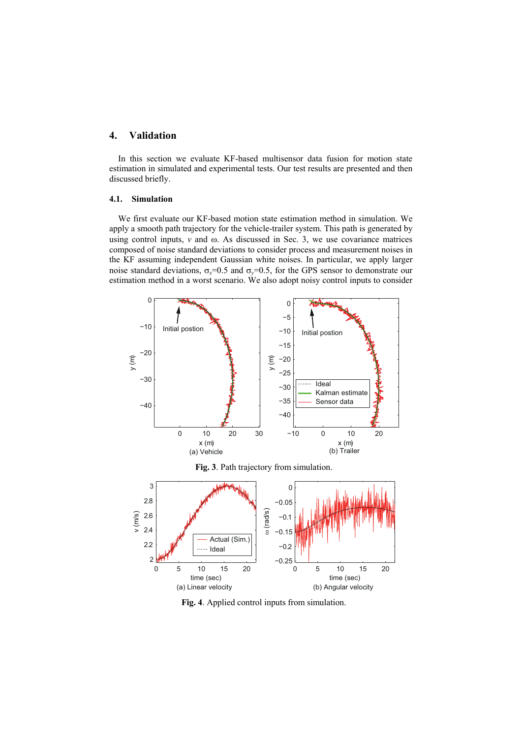## 4. Validation

In this section we evaluate KF-based multisensor data fusion for motion state estimation in simulated and experimental tests. Our test results are presented and then discussed briefly.

### 4.1. Simulation

We first evaluate our KF-based motion state estimation method in simulation. We apply a smooth path trajectory for the vehicle-trailer system. This path is generated by using control inputs, $v$ and $\omega$. As discussed in Sec. 3, we use covariance matrices composed of noise standard deviations to consider process and measurement noises in the KF assuming independent Gaussian white noises. In particular, we apply larger noise standard deviations, $\sigma_x$=0.5 and $\sigma_y$=0.5, for the GPS sensor to demonstrate our estimation method in a worst scenario. We also adopt noisy control inputs to consider

**Fig. 3**. Path trajectory from simulation.

**Fig. 4**. Applied control inputs from simulation.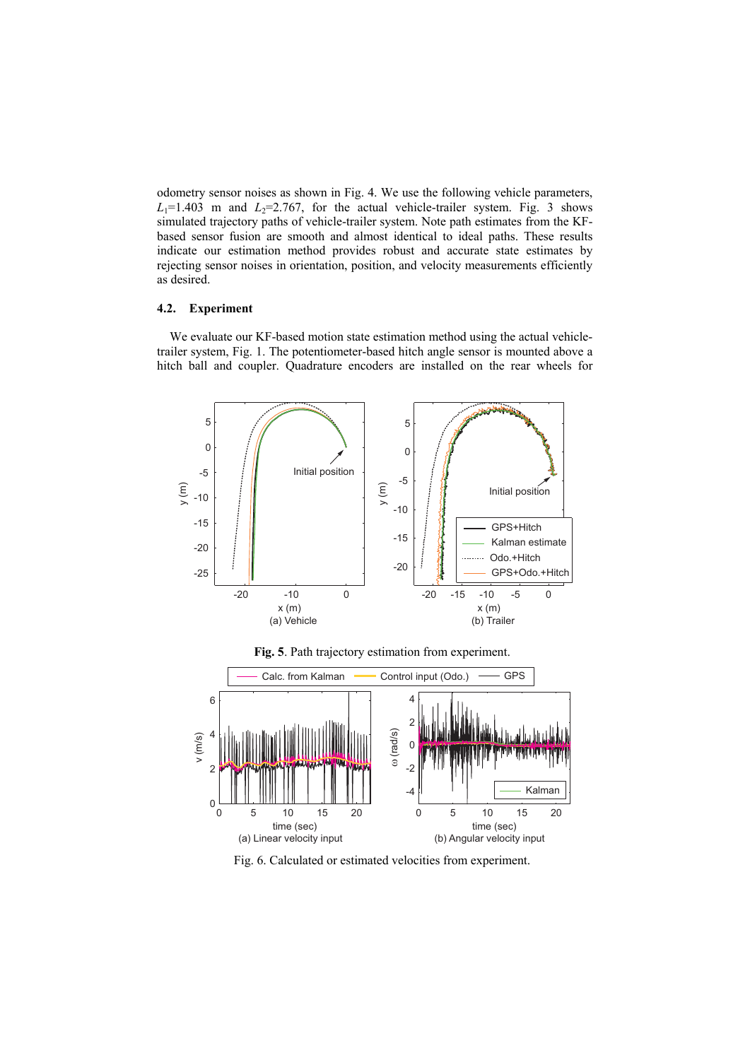odometry sensor noises as shown in Fig. 4. We use the following vehicle parameters, $L_1$=1.403 m and $L_2$=2.767, for the actual vehicle-trailer system. Fig. 3 shows simulated trajectory paths of vehicle-trailer system. Note path estimates from the KF-based sensor fusion are smooth and almost identical to ideal paths. These results indicate our estimation method provides robust and accurate state estimates by rejecting sensor noises in orientation, position, and velocity measurements efficiently as desired.

### 4.2. Experiment

We evaluate our KF-based motion state estimation method using the actual vehicle-trailer system, Fig. 1. The potentiometer-based hitch angle sensor is mounted above a hitch ball and coupler. Quadrature encoders are installed on the rear wheels for

**Fig. 5**. Path trajectory estimation from experiment.

Fig. 6. Calculated or estimated velocities from experiment.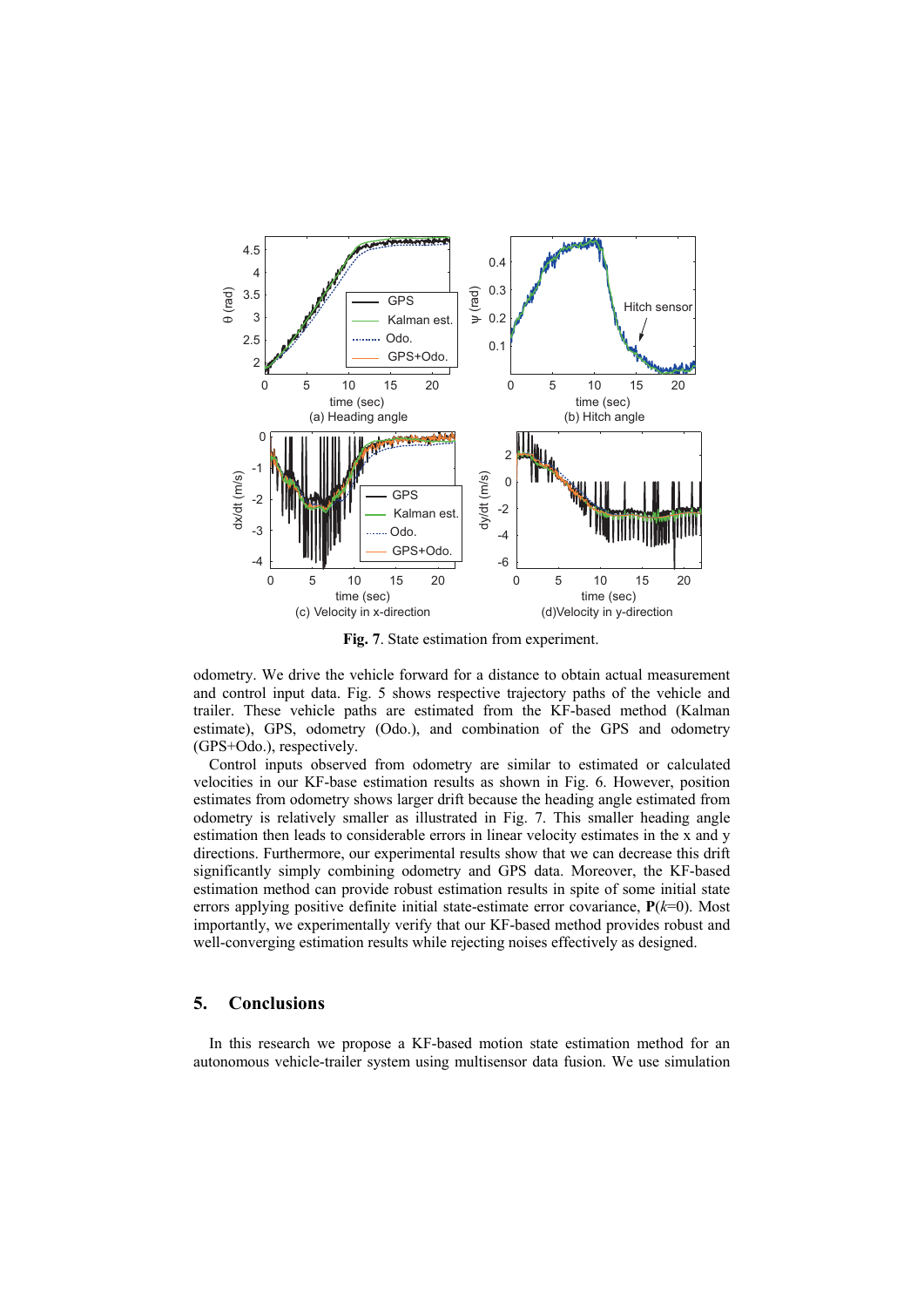**Fig. 7**. State estimation from experiment.

odometry. We drive the vehicle forward for a distance to obtain actual measurement and control input data. Fig. 5 shows respective trajectory paths of the vehicle and trailer. These vehicle paths are estimated from the KF-based method (Kalman estimate), GPS, odometry (Odo.), and combination of the GPS and odometry (GPS+Odo.), respectively.

Control inputs observed from odometry are similar to estimated or calculated velocities in our KF-base estimation results as shown in Fig. 6. However, position estimates from odometry shows larger drift because the heading angle estimated from odometry is relatively smaller as illustrated in Fig. 7. This smaller heading angle estimation then leads to considerable errors in linear velocity estimates in the x and y directions. Furthermore, our experimental results show that we can decrease this drift significantly simply combining odometry and GPS data. Moreover, the KF-based estimation method can provide robust estimation results in spite of some initial state errors applying positive definite initial state-estimate error covariance, $\mathbf{P}(k=0)$. Most importantly, we experimentally verify that our KF-based method provides robust and well-converging estimation results while rejecting noises effectively as designed.

## 5. Conclusions

In this research we propose a KF-based motion state estimation method for an autonomous vehicle-trailer system using multisensor data fusion. We use simulation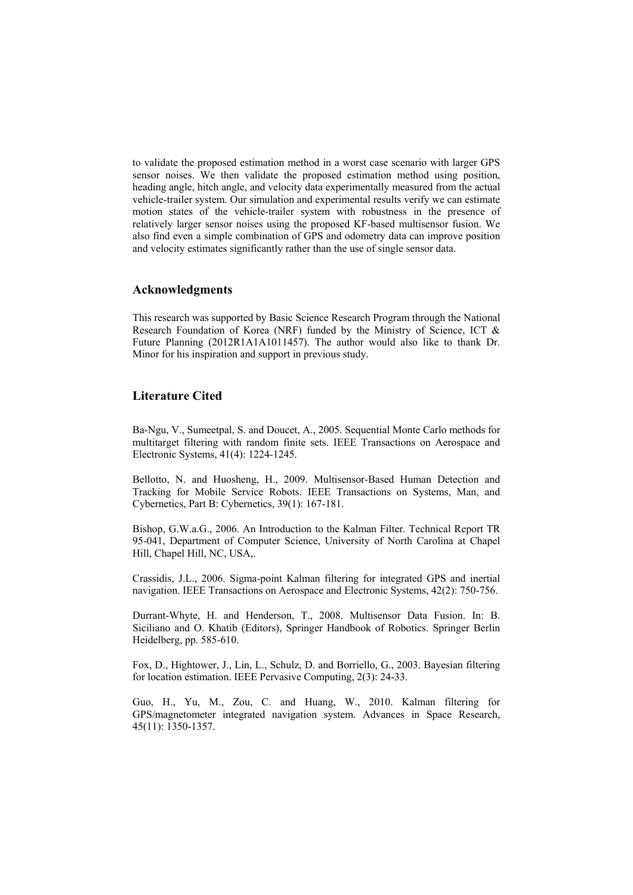to validate the proposed estimation method in a worst case scenario with larger GPS sensor noises. We then validate the proposed estimation method using position, heading angle, hitch angle, and velocity data experimentally measured from the actual vehicle-trailer system. Our simulation and experimental results verify we can estimate motion states of the vehicle-trailer system with robustness in the presence of relatively larger sensor noises using the proposed KF-based multisensor fusion. We also find even a simple combination of GPS and odometry data can improve position and velocity estimates significantly rather than the use of single sensor data.

## Acknowledgments

This research was supported by Basic Science Research Program through the National Research Foundation of Korea (NRF) funded by the Ministry of Science, ICT & Future Planning (2012R1A1A1011457). The author would also like to thank Dr. Minor for his inspiration and support in previous study.

## Literature Cited

Ba-Ngu, V., Sumeetpal, S. and Doucet, A., 2005. Sequential Monte Carlo methods for multitarget filtering with random finite sets. IEEE Transactions on Aerospace and Electronic Systems, 41(4): 1224-1245.

Bellotto, N. and Huosheng, H., 2009. Multisensor-Based Human Detection and Tracking for Mobile Service Robots. IEEE Transactions on Systems, Man, and Cybernetics, Part B: Cybernetics, 39(1): 167-181.

Bishop, G.W.a.G., 2006. An Introduction to the Kalman Filter. Technical Report TR 95-041, Department of Computer Science, University of North Carolina at Chapel Hill, Chapel Hill, NC, USA,.

Crassidis, J.L., 2006. Sigma-point Kalman filtering for integrated GPS and inertial navigation. IEEE Transactions on Aerospace and Electronic Systems, 42(2): 750-756.

Durrant-Whyte, H. and Henderson, T., 2008. Multisensor Data Fusion. In: B. Siciliano and O. Khatib (Editors), Springer Handbook of Robotics. Springer Berlin Heidelberg, pp. 585-610.

Fox, D., Hightower, J., Lin, L., Schulz, D. and Borriello, G., 2003. Bayesian filtering for location estimation. IEEE Pervasive Computing, 2(3): 24-33.

Guo, H., Yu, M., Zou, C. and Huang, W., 2010. Kalman filtering for GPS/magnetometer integrated navigation system. Advances in Space Research, 45(11): 1350-1357.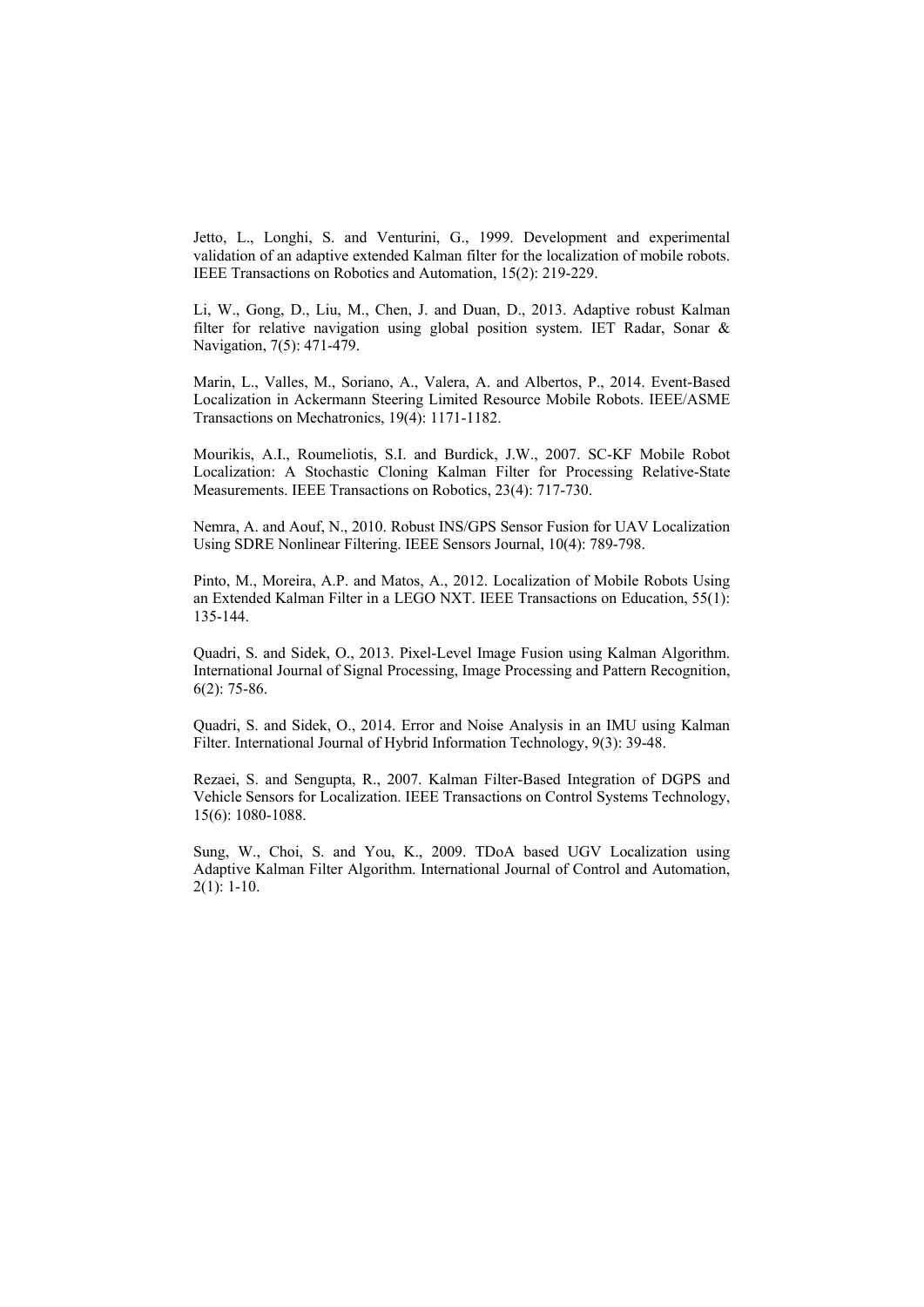Jetto, L., Longhi, S. and Venturini, G., 1999. Development and experimental validation of an adaptive extended Kalman filter for the localization of mobile robots. IEEE Transactions on Robotics and Automation, 15(2): 219-229.

Li, W., Gong, D., Liu, M., Chen, J. and Duan, D., 2013. Adaptive robust Kalman filter for relative navigation using global position system. IET Radar, Sonar & Navigation, 7(5): 471-479.

Marin, L., Valles, M., Soriano, A., Valera, A. and Albertos, P., 2014. Event-Based Localization in Ackermann Steering Limited Resource Mobile Robots. IEEE/ASME Transactions on Mechatronics, 19(4): 1171-1182.

Mourikis, A.I., Roumeliotis, S.I. and Burdick, J.W., 2007. SC-KF Mobile Robot Localization: A Stochastic Cloning Kalman Filter for Processing Relative-State Measurements. IEEE Transactions on Robotics, 23(4): 717-730.

Nemra, A. and Aouf, N., 2010. Robust INS/GPS Sensor Fusion for UAV Localization Using SDRE Nonlinear Filtering. IEEE Sensors Journal, 10(4): 789-798.

Pinto, M., Moreira, A.P. and Matos, A., 2012. Localization of Mobile Robots Using an Extended Kalman Filter in a LEGO NXT. IEEE Transactions on Education, 55(1): 135-144.

Quadri, S. and Sidek, O., 2013. Pixel-Level Image Fusion using Kalman Algorithm. International Journal of Signal Processing, Image Processing and Pattern Recognition, 6(2): 75-86.

Quadri, S. and Sidek, O., 2014. Error and Noise Analysis in an IMU using Kalman Filter. International Journal of Hybrid Information Technology, 9(3): 39-48.

Rezaei, S. and Sengupta, R., 2007. Kalman Filter-Based Integration of DGPS and Vehicle Sensors for Localization. IEEE Transactions on Control Systems Technology, 15(6): 1080-1088.

Sung, W., Choi, S. and You, K., 2009. TDoA based UGV Localization using Adaptive Kalman Filter Algorithm. International Journal of Control and Automation, 2(1): 1-10.